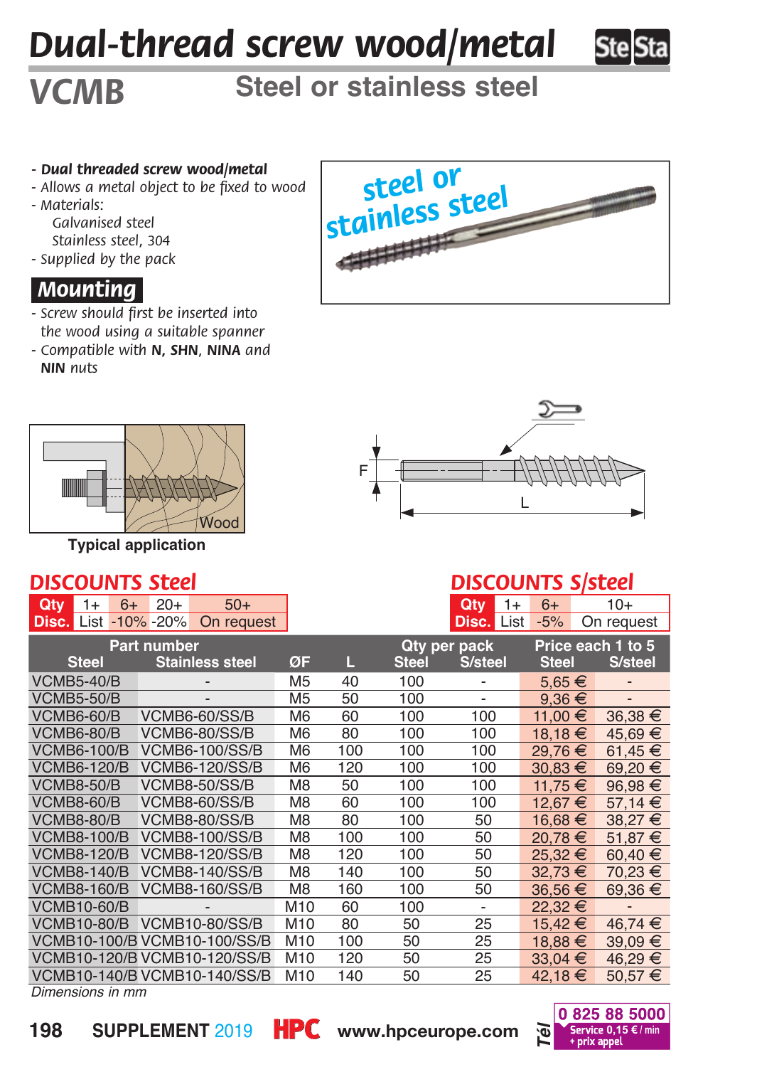# Dual-thread screw wood/metal

## VCMB

### Steel or stainless steel

- **Dual threaded screw wood/metal**
- Allows a metal object to be fixed to wood
- Materials:
  - Galvanised steel
  - Stainless steel, 304
- Supplied by the pack

## Mounting

- Screw should first be inserted into the wood using a suitable spanner
- Compatible with **N, SHN**, **NINA** and **NIN** nuts

Typical application

## DISCOUNTS Steel

| Qty | 1+ | 6+ | 20+ | 50+ |
|---|---|---|---|---|
| Disc. | List | -10% | -20% | On request |

## DISCOUNTS S/steel

| Qty | 1+ | 6+ | 10+ |
|---|---|---|---|
| Disc. | List | -5% | On request |

| Part number Steel | Part number Stainless steel | ØF | L | Qty per pack Steel | Qty per pack S/steel | Price each 1 to 5 Steel | Price each 1 to 5 S/steel |
|---|---|---|---|---|---|---|---|
| VCMB5-40/B | - | M5 | 40 | 100 | - | 5,65 € | - |
| VCMB5-50/B | - | M5 | 50 | 100 | - | 9,36 € | - |
| VCMB6-60/B | VCMB6-60/SS/B | M6 | 60 | 100 | 100 | 11,00 € | 36,38 € |
| VCMB6-80/B | VCMB6-80/SS/B | M6 | 80 | 100 | 100 | 18,18 € | 45,69 € |
| VCMB6-100/B | VCMB6-100/SS/B | M6 | 100 | 100 | 100 | 29,76 € | 61,45 € |
| VCMB6-120/B | VCMB6-120/SS/B | M6 | 120 | 100 | 100 | 30,83 € | 69,20 € |
| VCMB8-50/B | VCMB8-50/SS/B | M8 | 50 | 100 | 100 | 11,75 € | 96,98 € |
| VCMB8-60/B | VCMB8-60/SS/B | M8 | 60 | 100 | 100 | 12,67 € | 57,14 € |
| VCMB8-80/B | VCMB8-80/SS/B | M8 | 80 | 100 | 50 | 16,68 € | 38,27 € |
| VCMB8-100/B | VCMB8-100/SS/B | M8 | 100 | 100 | 50 | 20,78 € | 51,87 € |
| VCMB8-120/B | VCMB8-120/SS/B | M8 | 120 | 100 | 50 | 25,32 € | 60,40 € |
| VCMB8-140/B | VCMB8-140/SS/B | M8 | 140 | 100 | 50 | 32,73 € | 70,23 € |
| VCMB8-160/B | VCMB8-160/SS/B | M8 | 160 | 100 | 50 | 36,56 € | 69,36 € |
| VCMB10-60/B | - | M10 | 60 | 100 | - | 22,32 € | - |
| VCMB10-80/B | VCMB10-80/SS/B | M10 | 80 | 50 | 25 | 15,42 € | 46,74 € |
| VCMB10-100/B | VCMB10-100/SS/B | M10 | 100 | 50 | 25 | 18,88 € | 39,09 € |
| VCMB10-120/B | VCMB10-120/SS/B | M10 | 120 | 50 | 25 | 33,04 € | 46,29 € |
| VCMB10-140/B | VCMB10-140/SS/B | M10 | 140 | 50 | 25 | 42,18 € | 50,57 € |

*Dimensions in mm*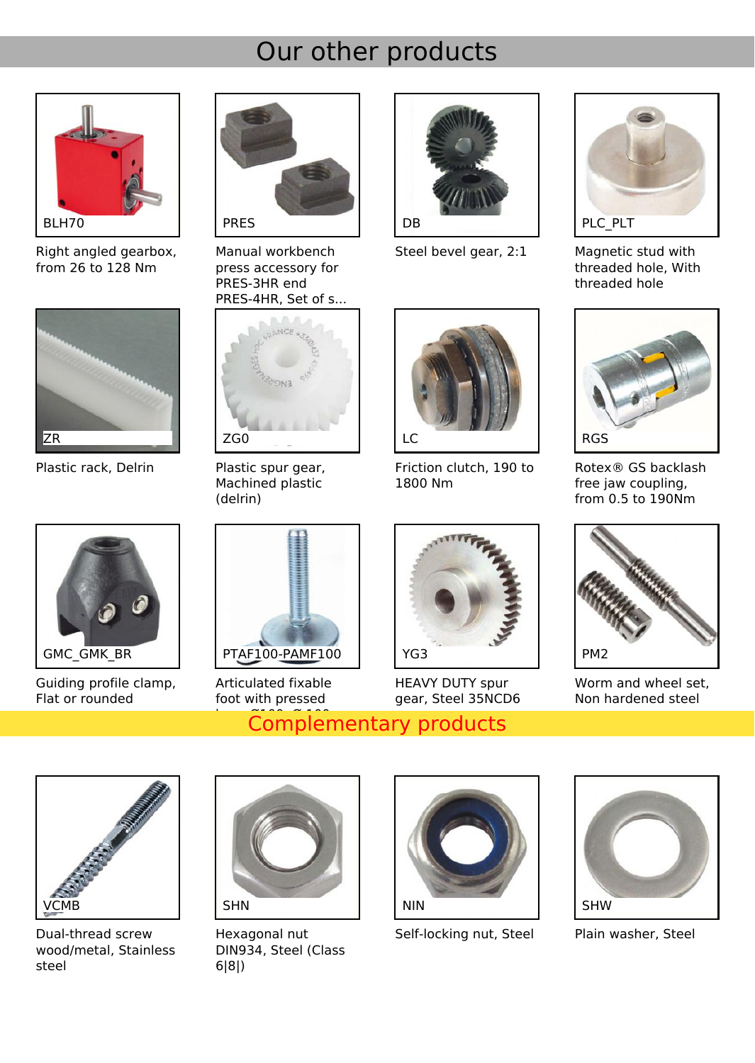# Our other products

BLH70

Right angled gearbox, from 26 to 128 Nm

PRES

Manual workbench press accessory for PRES-3HR end PRES-4HR, Set of s...

DB

Steel bevel gear, 2:1

PLC_PLT

Magnetic stud with threaded hole, With threaded hole

ZR

Plastic rack, Delrin

ZG0

Plastic spur gear, Machined plastic (delrin)

LC

Friction clutch, 190 to 1800 Nm

RGS

Rotex® GS backlash free jaw coupling, from 0.5 to 190Nm

GMC_GMK_BR

Guiding profile clamp, Flat or rounded

PTAF100-PAMF100

Articulated fixable foot with pressed

YG3

HEAVY DUTY spur gear, Steel 35NCD6

PM2

Worm and wheel set, Non hardened steel

# Complementary products

VCMB

Dual-thread screw wood/metal, Stainless steel

SHN

Hexagonal nut DIN934, Steel (Class 6|8|)

NIN

Self-locking nut, Steel

SHW

Plain washer, Steel